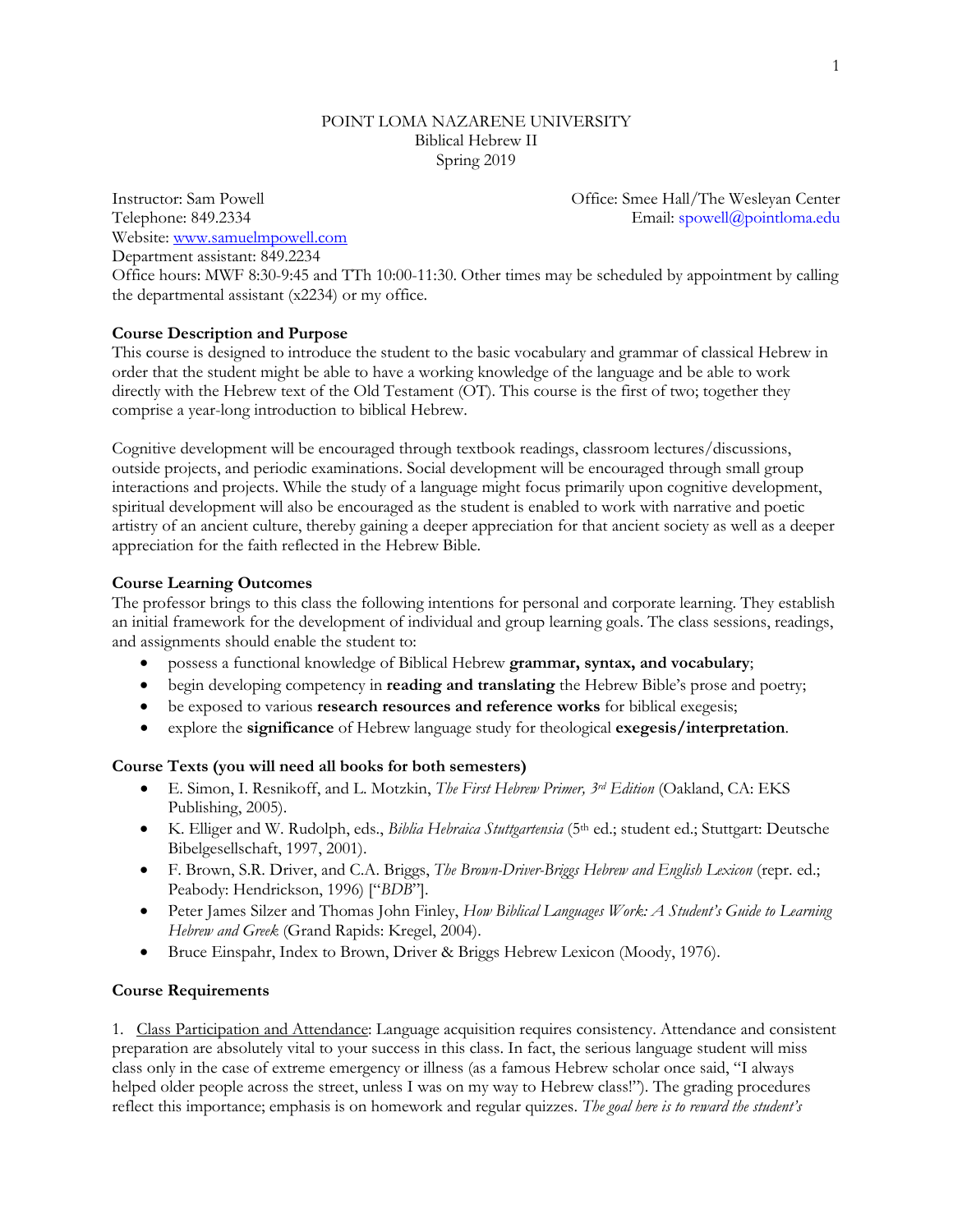POINT LOMA NAZARENE UNIVERSITY
Biblical Hebrew II
Spring 2019

Instructor: Sam Powell
Office: Smee Hall/The Wesleyan Center
Telephone: 849.2334
Email: spowell@pointloma.edu
Website: www.samuelmpowell.com
Department assistant: 849.2234
Office hours: MWF 8:30-9:45 and TTh 10:00-11:30. Other times may be scheduled by appointment by calling the departmental assistant (x2234) or my office.

**Course Description and Purpose**

This course is designed to introduce the student to the basic vocabulary and grammar of classical Hebrew in order that the student might be able to have a working knowledge of the language and be able to work directly with the Hebrew text of the Old Testament (OT). This course is the first of two; together they comprise a year-long introduction to biblical Hebrew.

Cognitive development will be encouraged through textbook readings, classroom lectures/discussions, outside projects, and periodic examinations. Social development will be encouraged through small group interactions and projects. While the study of a language might focus primarily upon cognitive development, spiritual development will also be encouraged as the student is enabled to work with narrative and poetic artistry of an ancient culture, thereby gaining a deeper appreciation for that ancient society as well as a deeper appreciation for the faith reflected in the Hebrew Bible.

**Course Learning Outcomes**

The professor brings to this class the following intentions for personal and corporate learning. They establish an initial framework for the development of individual and group learning goals. The class sessions, readings, and assignments should enable the student to:

- possess a functional knowledge of Biblical Hebrew **grammar, syntax, and vocabulary**;
- begin developing competency in **reading and translating** the Hebrew Bible's prose and poetry;
- be exposed to various **research resources and reference works** for biblical exegesis;
- explore the **significance** of Hebrew language study for theological **exegesis/interpretation**.

**Course Texts (you will need all books for both semesters)**

- E. Simon, I. Resnikoff, and L. Motzkin, *The First Hebrew Primer, 3rd Edition* (Oakland, CA: EKS Publishing, 2005).
- K. Elliger and W. Rudolph, eds., *Biblia Hebraica Stuttgartensia* (5th ed.; student ed.; Stuttgart: Deutsche Bibelgesellschaft, 1997, 2001).
- F. Brown, S.R. Driver, and C.A. Briggs, *The Brown-Driver-Briggs Hebrew and English Lexicon* (repr. ed.; Peabody: Hendrickson, 1996) ["*BDB*"].
- Peter James Silzer and Thomas John Finley, *How Biblical Languages Work: A Student's Guide to Learning Hebrew and Greek* (Grand Rapids: Kregel, 2004).
- Bruce Einspahr, Index to Brown, Driver & Briggs Hebrew Lexicon (Moody, 1976).

**Course Requirements**

1. Class Participation and Attendance: Language acquisition requires consistency. Attendance and consistent preparation are absolutely vital to your success in this class. In fact, the serious language student will miss class only in the case of extreme emergency or illness (as a famous Hebrew scholar once said, "I always helped older people across the street, unless I was on my way to Hebrew class!"). The grading procedures reflect this importance; emphasis is on homework and regular quizzes. *The goal here is to reward the student's*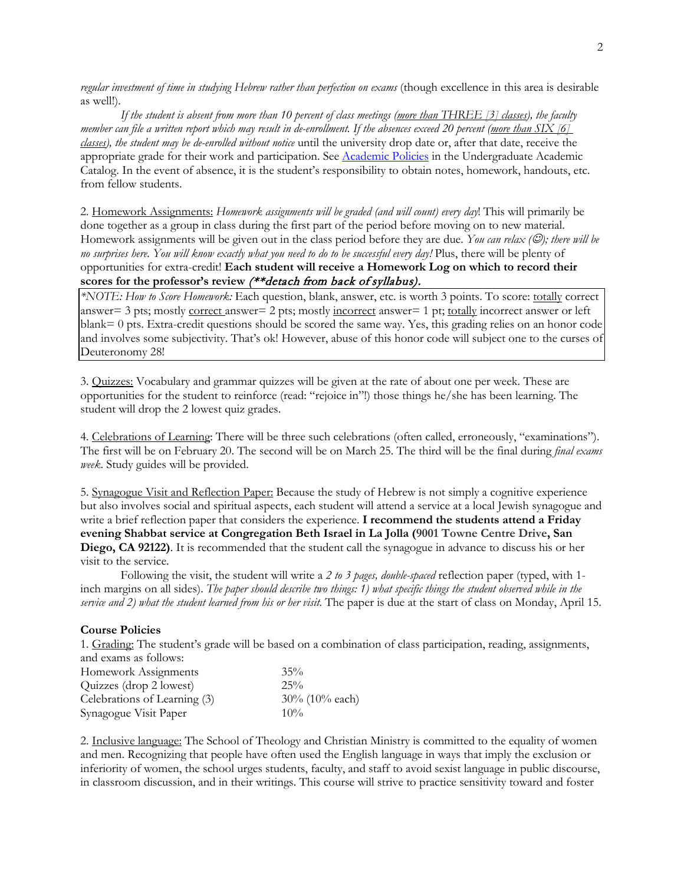*regular investment of time in studying Hebrew rather than perfection on exams* (though excellence in this area is desirable as well!).

*If the student is absent from more than 10 percent of class meetings (more than THREE [3] classes), the faculty member can file a written report which may result in de-enrollment. If the absences exceed 20 percent (more than SIX [6] classes), the student may be de-enrolled without notice* until the university drop date or, after that date, receive the appropriate grade for their work and participation. See Academic Policies in the Undergraduate Academic Catalog. In the event of absence, it is the student's responsibility to obtain notes, homework, handouts, etc. from fellow students.

2. Homework Assignments: *Homework assignments will be graded (and will count) every day*! This will primarily be done together as a group in class during the first part of the period before moving on to new material. Homework assignments will be given out in the class period before they are due. *You can relax (☺); there will be no surprises here. You will know exactly what you need to do to be successful every day!* Plus, there will be plenty of opportunities for extra-credit! **Each student will receive a Homework Log on which to record their scores for the professor's review** ***(\*\*detach from back of syllabus).***

> *\*NOTE: How to Score Homework:* Each question, blank, answer, etc. is worth 3 points. To score: totally correct answer= 3 pts; mostly correct answer= 2 pts; mostly incorrect answer= 1 pt; totally incorrect answer or left blank= 0 pts. Extra-credit questions should be scored the same way. Yes, this grading relies on an honor code and involves some subjectivity. That's ok! However, abuse of this honor code will subject one to the curses of Deuteronomy 28!

3. Quizzes: Vocabulary and grammar quizzes will be given at the rate of about one per week. These are opportunities for the student to reinforce (read: "rejoice in"!) those things he/she has been learning. The student will drop the 2 lowest quiz grades.

4. Celebrations of Learning: There will be three such celebrations (often called, erroneously, "examinations"). The first will be on February 20. The second will be on March 25. The third will be the final during *final exams week*. Study guides will be provided.

5. Synagogue Visit and Reflection Paper: Because the study of Hebrew is not simply a cognitive experience but also involves social and spiritual aspects, each student will attend a service at a local Jewish synagogue and write a brief reflection paper that considers the experience. **I recommend the students attend a Friday evening Shabbat service at Congregation Beth Israel in La Jolla (9001 Towne Centre Drive, San Diego, CA 92122)**. It is recommended that the student call the synagogue in advance to discuss his or her visit to the service.

Following the visit, the student will write a *2 to 3 pages, double-spaced* reflection paper (typed, with 1-inch margins on all sides). *The paper should describe two things: 1) what specific things the student observed while in the service and 2) what the student learned from his or her visit.* The paper is due at the start of class on Monday, April 15.

**Course Policies**

1. Grading: The student's grade will be based on a combination of class participation, reading, assignments, and exams as follows:

| | |
|---|---|
| Homework Assignments | 35% |
| Quizzes (drop 2 lowest) | 25% |
| Celebrations of Learning (3) | 30% (10% each) |
| Synagogue Visit Paper | 10% |

2. Inclusive language: The School of Theology and Christian Ministry is committed to the equality of women and men. Recognizing that people have often used the English language in ways that imply the exclusion or inferiority of women, the school urges students, faculty, and staff to avoid sexist language in public discourse, in classroom discussion, and in their writings. This course will strive to practice sensitivity toward and foster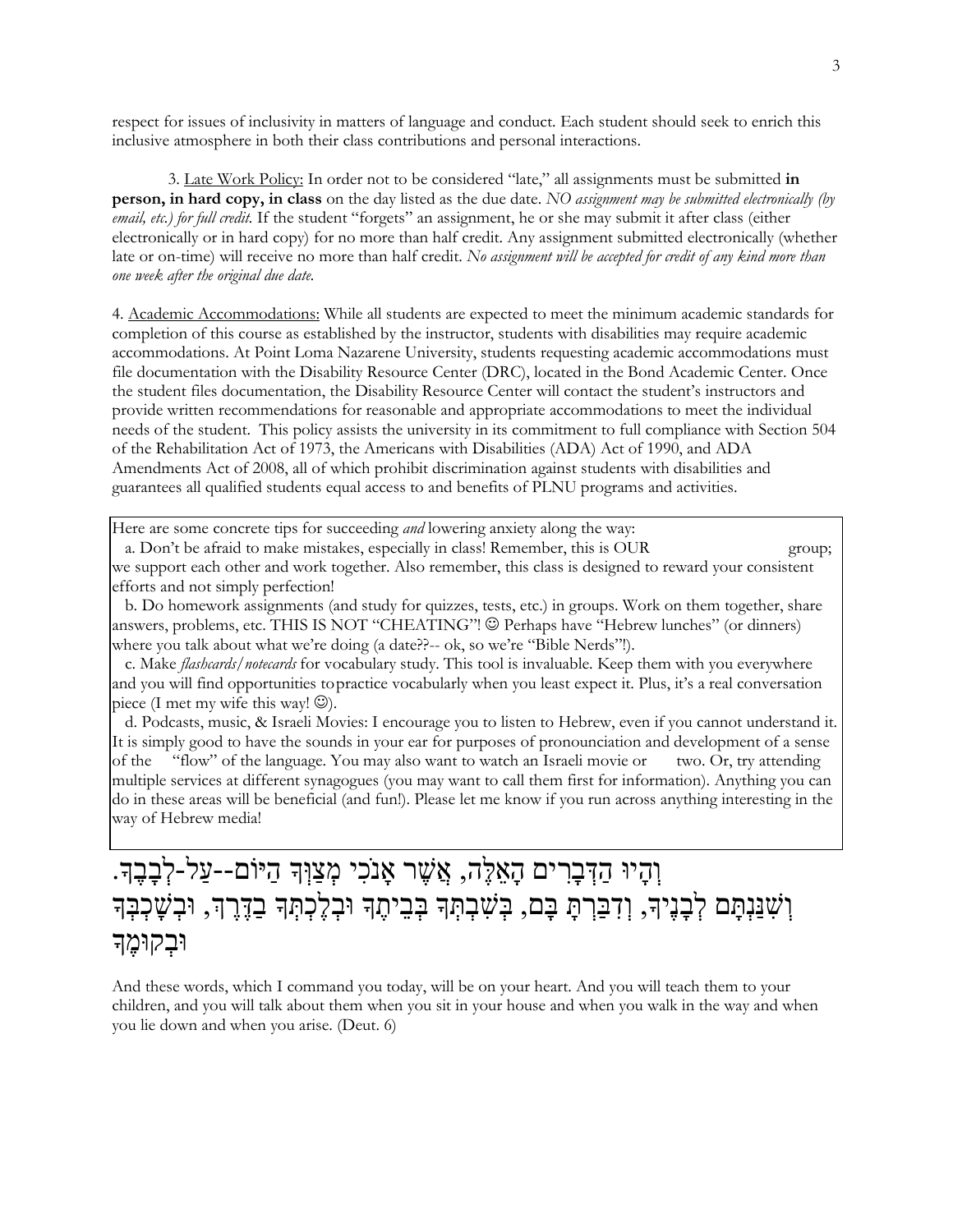respect for issues of inclusivity in matters of language and conduct. Each student should seek to enrich this inclusive atmosphere in both their class contributions and personal interactions.

3. Late Work Policy: In order not to be considered "late," all assignments must be submitted **in person, in hard copy, in class** on the day listed as the due date. *NO assignment may be submitted electronically (by email, etc.) for full credit.* If the student "forgets" an assignment, he or she may submit it after class (either electronically or in hard copy) for no more than half credit. Any assignment submitted electronically (whether late or on-time) will receive no more than half credit. *No assignment will be accepted for credit of any kind more than one week after the original due date.*

4. Academic Accommodations: While all students are expected to meet the minimum academic standards for completion of this course as established by the instructor, students with disabilities may require academic accommodations. At Point Loma Nazarene University, students requesting academic accommodations must file documentation with the Disability Resource Center (DRC), located in the Bond Academic Center. Once the student files documentation, the Disability Resource Center will contact the student's instructors and provide written recommendations for reasonable and appropriate accommodations to meet the individual needs of the student. This policy assists the university in its commitment to full compliance with Section 504 of the Rehabilitation Act of 1973, the Americans with Disabilities (ADA) Act of 1990, and ADA Amendments Act of 2008, all of which prohibit discrimination against students with disabilities and guarantees all qualified students equal access to and benefits of PLNU programs and activities.

Here are some concrete tips for succeeding *and* lowering anxiety along the way:

a. Don't be afraid to make mistakes, especially in class! Remember, this is OUR group; we support each other and work together. Also remember, this class is designed to reward your consistent efforts and not simply perfection!

b. Do homework assignments (and study for quizzes, tests, etc.) in groups. Work on them together, share answers, problems, etc. THIS IS NOT "CHEATING"! ☺ Perhaps have "Hebrew lunches" (or dinners) where you talk about what we're doing (a date??-- ok, so we're "Bible Nerds"!).

c. Make *flashcards/notecards* for vocabulary study. This tool is invaluable. Keep them with you everywhere and you will find opportunities to practice vocabulary when you least expect it. Plus, it's a real conversation piece (I met my wife this way! ☺).

d. Podcasts, music, & Israeli Movies: I encourage you to listen to Hebrew, even if you cannot understand it. It is simply good to have the sounds in your ear for purposes of pronounciation and development of a sense of the "flow" of the language. You may also want to watch an Israeli movie or two. Or, try attending multiple services at different synagogues (you may want to call them first for information). Anything you can do in these areas will be beneficial (and fun!). Please let me know if you run across anything interesting in the way of Hebrew media!

וְהָיוּ הַדְּבָרִים הָאֵלֶּה, אֲשֶׁר אָנֹכִי מְצַוְּךָ הַיּוֹם--עַל-לְבָבֶךָ.
וְשִׁנַּנְתָּם לְבָנֶיךָ, וְדִבַּרְתָּ בָּם, בְּשִׁבְתְּךָ בְּבֵיתֶךָ וּבְלֶכְתְּךָ בַדֶּרֶךְ, וּבְשָׁכְבְּךָ וּבְקוּמֶךָ

And these words, which I command you today, will be on your heart. And you will teach them to your children, and you will talk about them when you sit in your house and when you walk in the way and when you lie down and when you arise. (Deut. 6)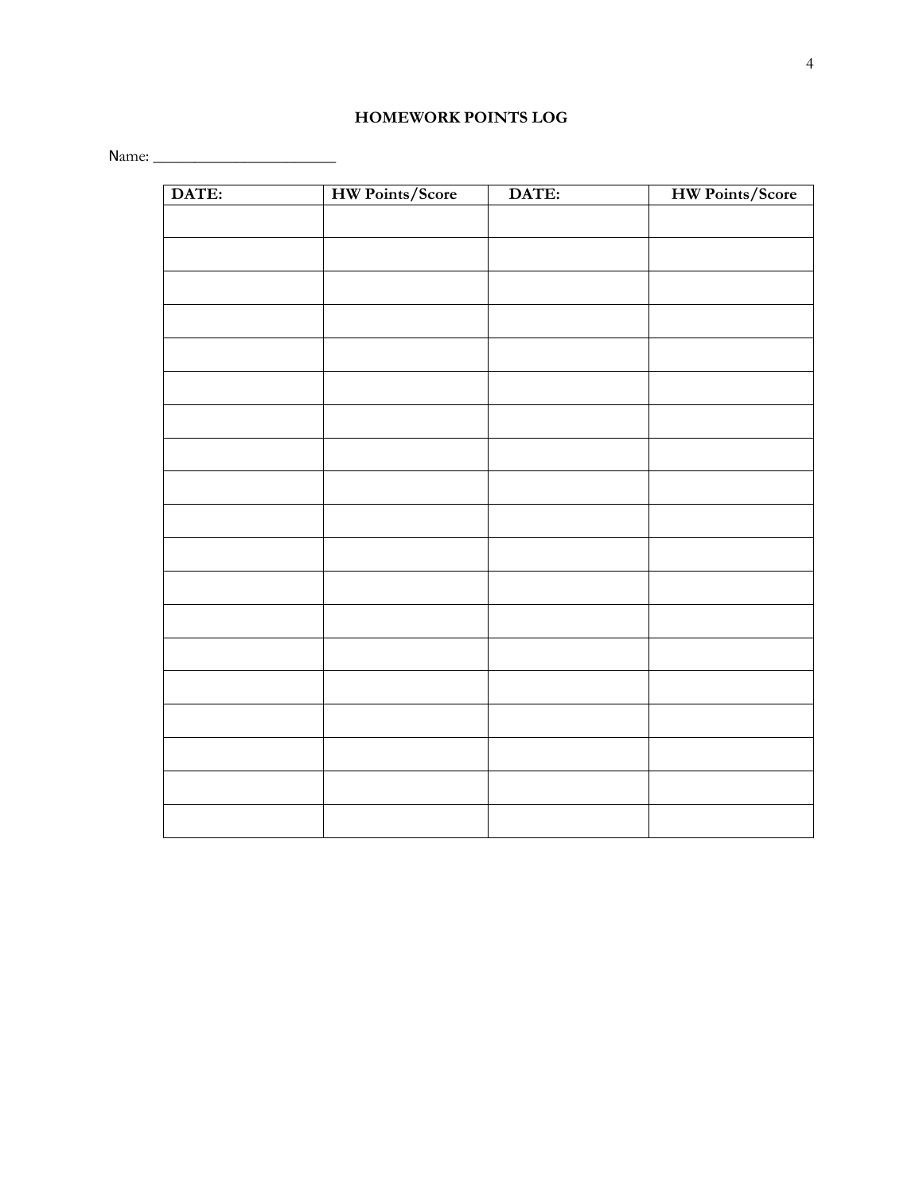**HOMEWORK POINTS LOG**

Name: _______________________

| DATE: | HW Points/Score | DATE: | HW Points/Score |
|---|---|---|---|
| | | | |
| | | | |
| | | | |
| | | | |
| | | | |
| | | | |
| | | | |
| | | | |
| | | | |
| | | | |
| | | | |
| | | | |
| | | | |
| | | | |
| | | | |
| | | | |
| | | | |
| | | | |
| | | | |